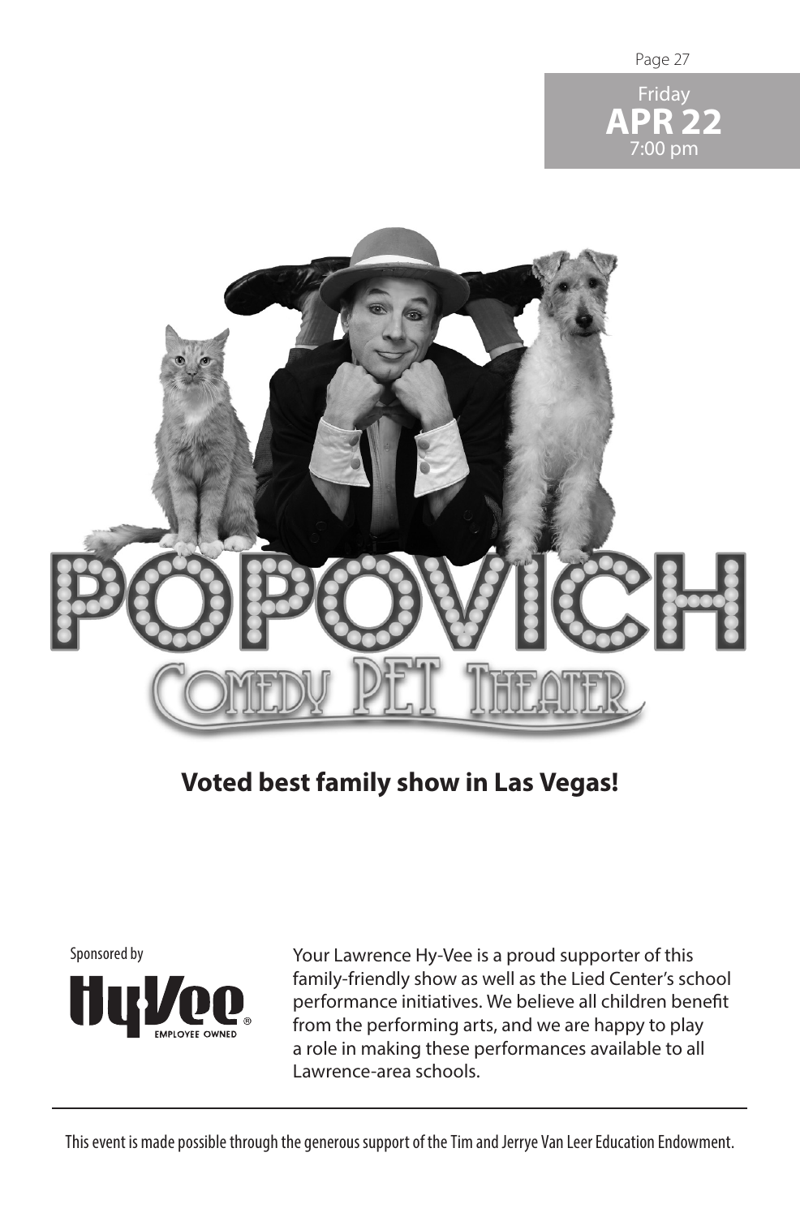Friday
**APR 22**
7:00 pm

# POPOVICH

## Comedy PET Theater

**Voted best family show in Las Vegas!**

Sponsored by

Hy-Vee EMPLOYEE OWNED

Your Lawrence Hy-Vee is a proud supporter of this family-friendly show as well as the Lied Center's school performance initiatives. We believe all children benefit from the performing arts, and we are happy to play a role in making these performances available to all Lawrence-area schools.

---

This event is made possible through the generous support of the Tim and Jerrye Van Leer Education Endowment.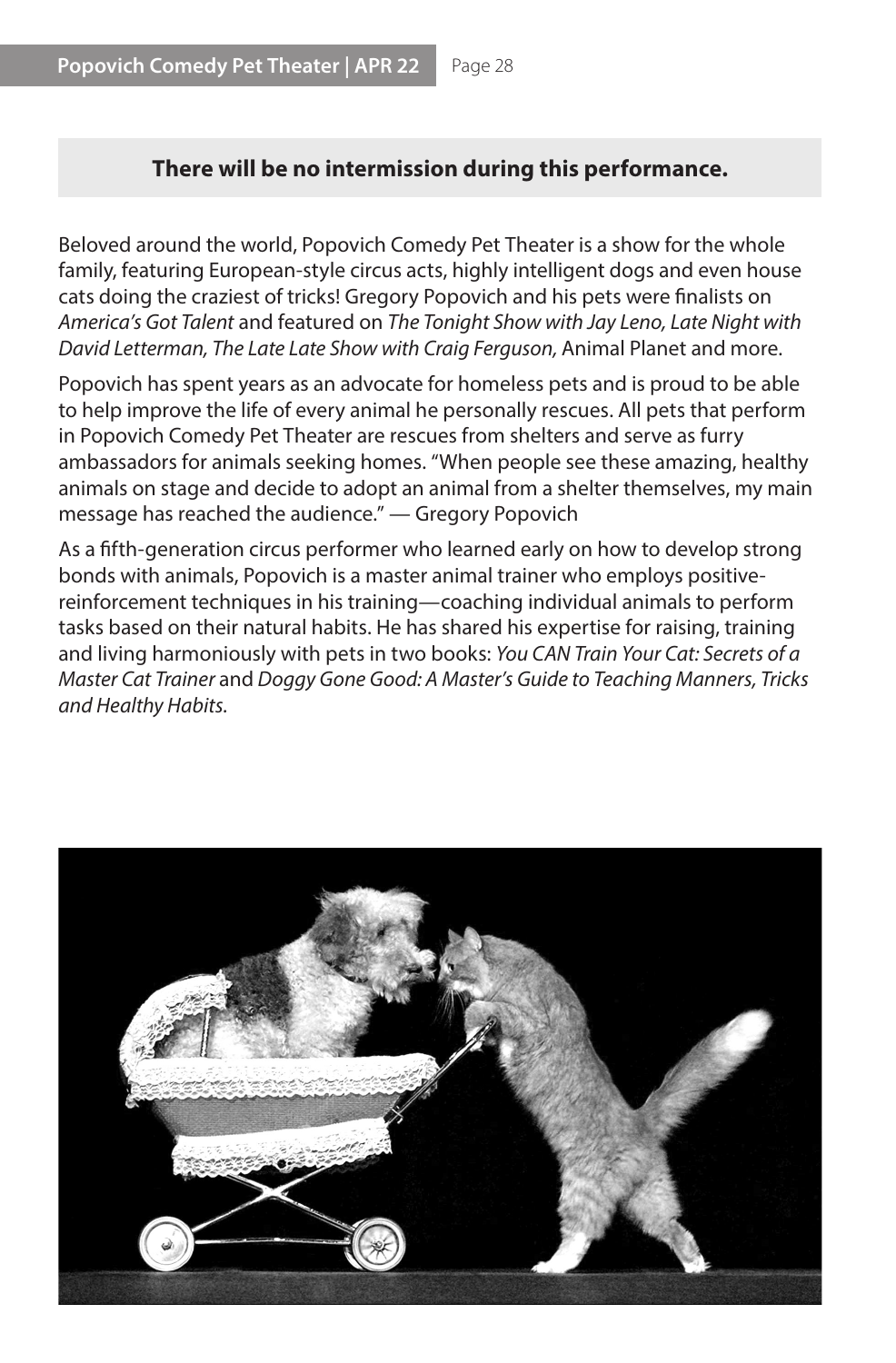**There will be no intermission during this performance.**

Beloved around the world, Popovich Comedy Pet Theater is a show for the whole family, featuring European-style circus acts, highly intelligent dogs and even house cats doing the craziest of tricks! Gregory Popovich and his pets were finalists on *America's Got Talent* and featured on *The Tonight Show with Jay Leno, Late Night with David Letterman, The Late Late Show with Craig Ferguson,* Animal Planet and more.

Popovich has spent years as an advocate for homeless pets and is proud to be able to help improve the life of every animal he personally rescues. All pets that perform in Popovich Comedy Pet Theater are rescues from shelters and serve as furry ambassadors for animals seeking homes. "When people see these amazing, healthy animals on stage and decide to adopt an animal from a shelter themselves, my main message has reached the audience." — Gregory Popovich

As a fifth-generation circus performer who learned early on how to develop strong bonds with animals, Popovich is a master animal trainer who employs positive-reinforcement techniques in his training—coaching individual animals to perform tasks based on their natural habits. He has shared his expertise for raising, training and living harmoniously with pets in two books: *You CAN Train Your Cat: Secrets of a Master Cat Trainer* and *Doggy Gone Good: A Master's Guide to Teaching Manners, Tricks and Healthy Habits.*